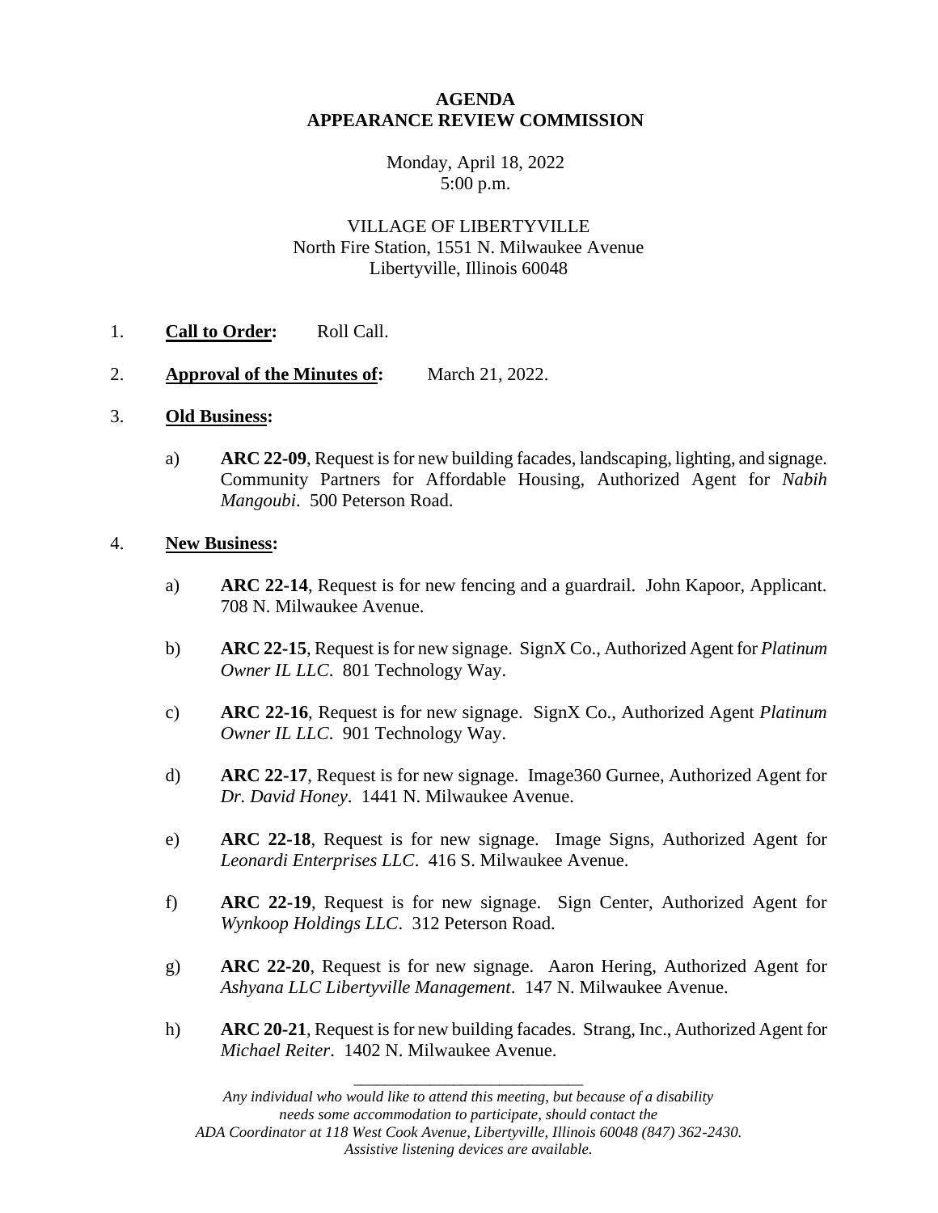# AGENDA
# APPEARANCE REVIEW COMMISSION

Monday, April 18, 2022
5:00 p.m.

VILLAGE OF LIBERTYVILLE
North Fire Station, 1551 N. Milwaukee Avenue
Libertyville, Illinois 60048

1. **Call to Order:** Roll Call.

2. **Approval of the Minutes of:** March 21, 2022.

3. **Old Business:**

   a) **ARC 22-09**, Request is for new building facades, landscaping, lighting, and signage. Community Partners for Affordable Housing, Authorized Agent for *Nabih Mangoubi*. 500 Peterson Road.

4. **New Business:**

   a) **ARC 22-14**, Request is for new fencing and a guardrail. John Kapoor, Applicant. 708 N. Milwaukee Avenue.

   b) **ARC 22-15**, Request is for new signage. SignX Co., Authorized Agent for *Platinum Owner IL LLC*. 801 Technology Way.

   c) **ARC 22-16**, Request is for new signage. SignX Co., Authorized Agent *Platinum Owner IL LLC*. 901 Technology Way.

   d) **ARC 22-17**, Request is for new signage. Image360 Gurnee, Authorized Agent for *Dr. David Honey*. 1441 N. Milwaukee Avenue.

   e) **ARC 22-18**, Request is for new signage. Image Signs, Authorized Agent for *Leonardi Enterprises LLC*. 416 S. Milwaukee Avenue.

   f) **ARC 22-19**, Request is for new signage. Sign Center, Authorized Agent for *Wynkoop Holdings LLC*. 312 Peterson Road.

   g) **ARC 22-20**, Request is for new signage. Aaron Hering, Authorized Agent for *Ashyana LLC Libertyville Management*. 147 N. Milwaukee Avenue.

   h) **ARC 20-21**, Request is for new building facades. Strang, Inc., Authorized Agent for *Michael Reiter*. 1402 N. Milwaukee Avenue.

---

*Any individual who would like to attend this meeting, but because of a disability needs some accommodation to participate, should contact the ADA Coordinator at 118 West Cook Avenue, Libertyville, Illinois 60048 (847) 362-2430. Assistive listening devices are available.*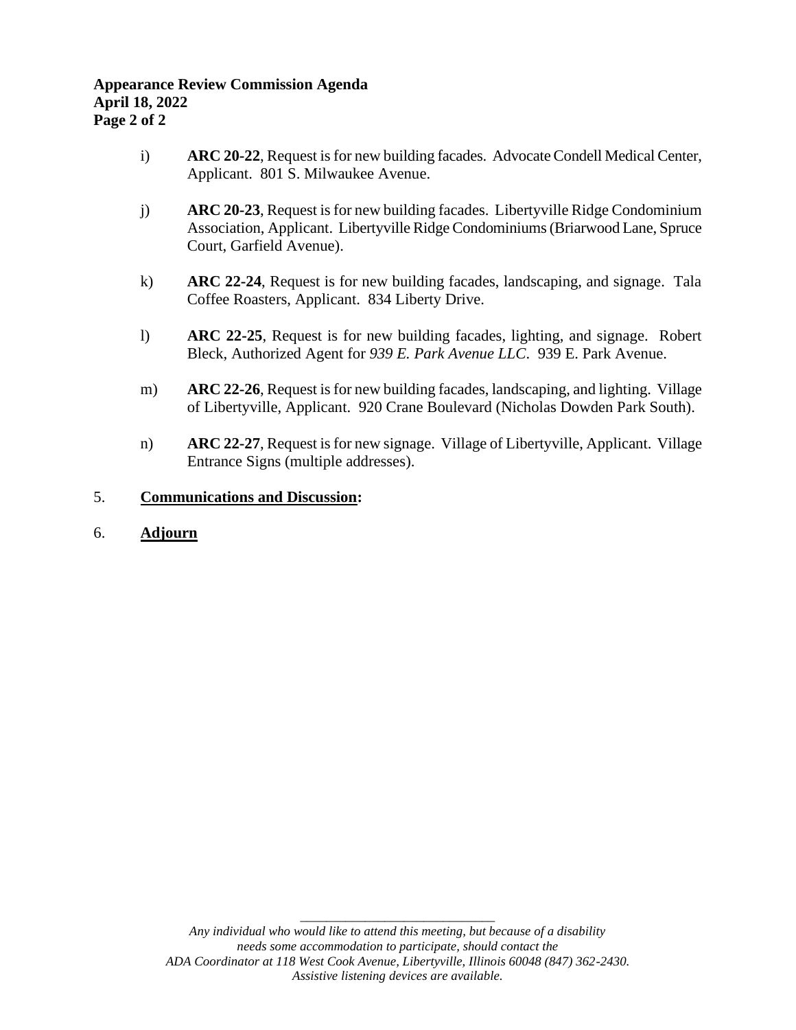i) **ARC 20-22**, Request is for new building facades. Advocate Condell Medical Center, Applicant. 801 S. Milwaukee Avenue.

j) **ARC 20-23**, Request is for new building facades. Libertyville Ridge Condominium Association, Applicant. Libertyville Ridge Condominiums (Briarwood Lane, Spruce Court, Garfield Avenue).

k) **ARC 22-24**, Request is for new building facades, landscaping, and signage. Tala Coffee Roasters, Applicant. 834 Liberty Drive.

l) **ARC 22-25**, Request is for new building facades, lighting, and signage. Robert Bleck, Authorized Agent for *939 E. Park Avenue LLC*. 939 E. Park Avenue.

m) **ARC 22-26**, Request is for new building facades, landscaping, and lighting. Village of Libertyville, Applicant. 920 Crane Boulevard (Nicholas Dowden Park South).

n) **ARC 22-27**, Request is for new signage. Village of Libertyville, Applicant. Village Entrance Signs (multiple addresses).

5. **Communications and Discussion:**

6. **Adjourn**

---

*Any individual who would like to attend this meeting, but because of a disability needs some accommodation to participate, should contact the ADA Coordinator at 118 West Cook Avenue, Libertyville, Illinois 60048 (847) 362-2430. Assistive listening devices are available.*